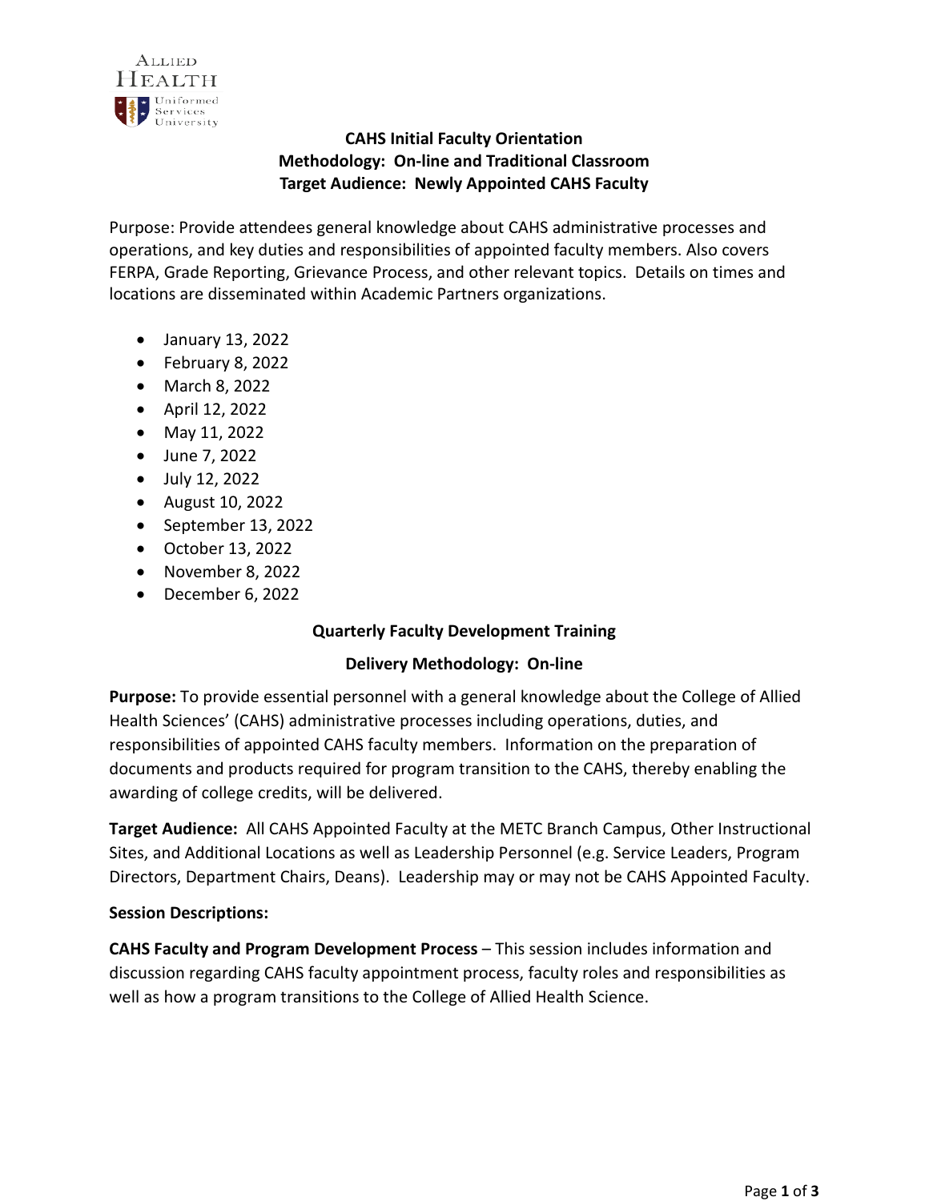Allied Health
Uniformed Services University

**CAHS Initial Faculty Orientation**
**Methodology: On-line and Traditional Classroom**
**Target Audience: Newly Appointed CAHS Faculty**

Purpose: Provide attendees general knowledge about CAHS administrative processes and operations, and key duties and responsibilities of appointed faculty members. Also covers FERPA, Grade Reporting, Grievance Process, and other relevant topics. Details on times and locations are disseminated within Academic Partners organizations.

- January 13, 2022
- February 8, 2022
- March 8, 2022
- April 12, 2022
- May 11, 2022
- June 7, 2022
- July 12, 2022
- August 10, 2022
- September 13, 2022
- October 13, 2022
- November 8, 2022
- December 6, 2022

**Quarterly Faculty Development Training**

**Delivery Methodology: On-line**

**Purpose:** To provide essential personnel with a general knowledge about the College of Allied Health Sciences' (CAHS) administrative processes including operations, duties, and responsibilities of appointed CAHS faculty members. Information on the preparation of documents and products required for program transition to the CAHS, thereby enabling the awarding of college credits, will be delivered.

**Target Audience:** All CAHS Appointed Faculty at the METC Branch Campus, Other Instructional Sites, and Additional Locations as well as Leadership Personnel (e.g. Service Leaders, Program Directors, Department Chairs, Deans). Leadership may or may not be CAHS Appointed Faculty.

**Session Descriptions:**

**CAHS Faculty and Program Development Process** – This session includes information and discussion regarding CAHS faculty appointment process, faculty roles and responsibilities as well as how a program transitions to the College of Allied Health Science.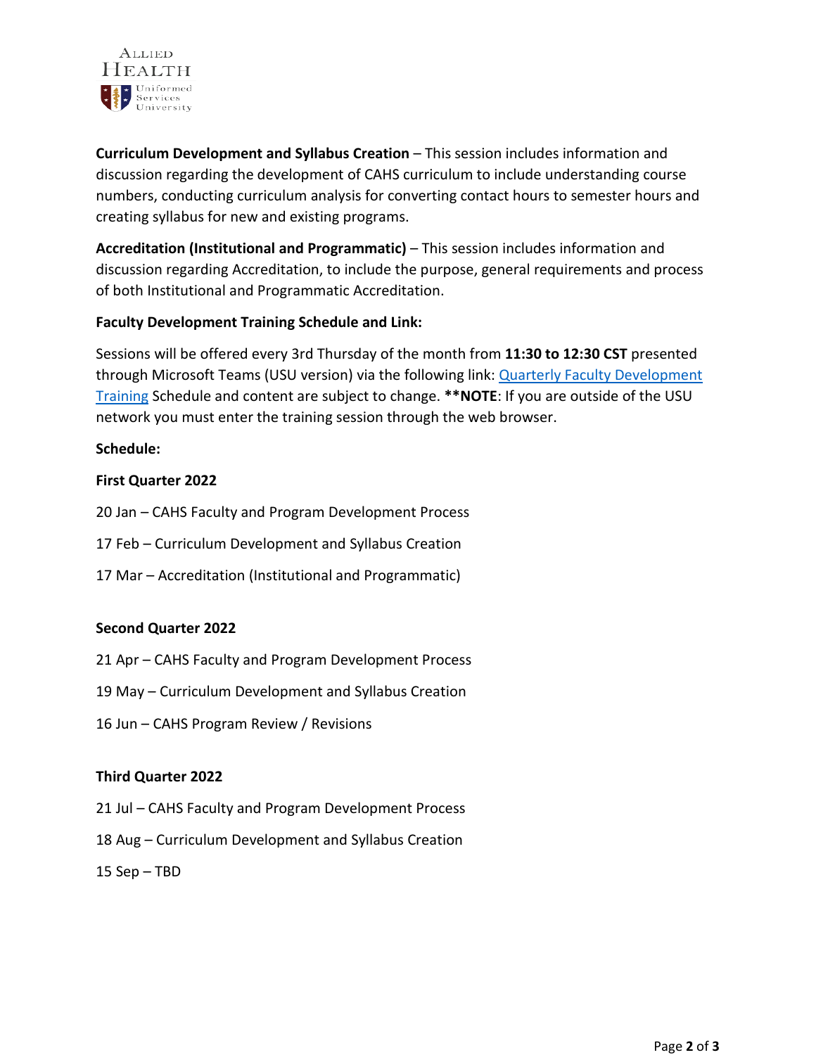**Curriculum Development and Syllabus Creation** – This session includes information and discussion regarding the development of CAHS curriculum to include understanding course numbers, conducting curriculum analysis for converting contact hours to semester hours and creating syllabus for new and existing programs.

**Accreditation (Institutional and Programmatic)** – This session includes information and discussion regarding Accreditation, to include the purpose, general requirements and process of both Institutional and Programmatic Accreditation.

**Faculty Development Training Schedule and Link:**

Sessions will be offered every 3rd Thursday of the month from **11:30 to 12:30 CST** presented through Microsoft Teams (USU version) via the following link: Quarterly Faculty Development Training Schedule and content are subject to change. ****NOTE**: If you are outside of the USU network you must enter the training session through the web browser.

**Schedule:**

**First Quarter 2022**

20 Jan – CAHS Faculty and Program Development Process

17 Feb – Curriculum Development and Syllabus Creation

17 Mar – Accreditation (Institutional and Programmatic)

**Second Quarter 2022**

21 Apr – CAHS Faculty and Program Development Process

19 May – Curriculum Development and Syllabus Creation

16 Jun – CAHS Program Review / Revisions

**Third Quarter 2022**

21 Jul – CAHS Faculty and Program Development Process

18 Aug – Curriculum Development and Syllabus Creation

15 Sep – TBD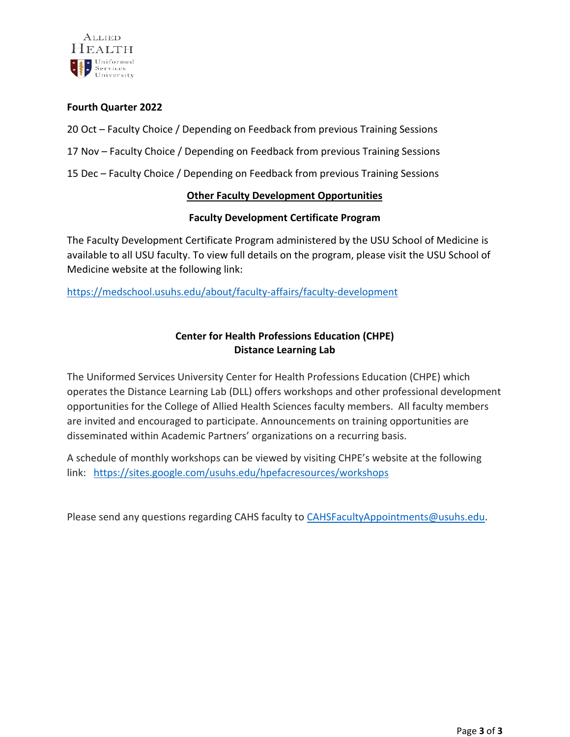**Fourth Quarter 2022**

20 Oct – Faculty Choice / Depending on Feedback from previous Training Sessions

17 Nov – Faculty Choice / Depending on Feedback from previous Training Sessions

15 Dec – Faculty Choice / Depending on Feedback from previous Training Sessions

## Other Faculty Development Opportunities

### Faculty Development Certificate Program

The Faculty Development Certificate Program administered by the USU School of Medicine is available to all USU faculty. To view full details on the program, please visit the USU School of Medicine website at the following link:

https://medschool.usuhs.edu/about/faculty-affairs/faculty-development

### Center for Health Professions Education (CHPE) Distance Learning Lab

The Uniformed Services University Center for Health Professions Education (CHPE) which operates the Distance Learning Lab (DLL) offers workshops and other professional development opportunities for the College of Allied Health Sciences faculty members. All faculty members are invited and encouraged to participate. Announcements on training opportunities are disseminated within Academic Partners' organizations on a recurring basis.

A schedule of monthly workshops can be viewed by visiting CHPE's website at the following link: https://sites.google.com/usuhs.edu/hpefacresources/workshops

Please send any questions regarding CAHS faculty to CAHSFacultyAppointments@usuhs.edu.